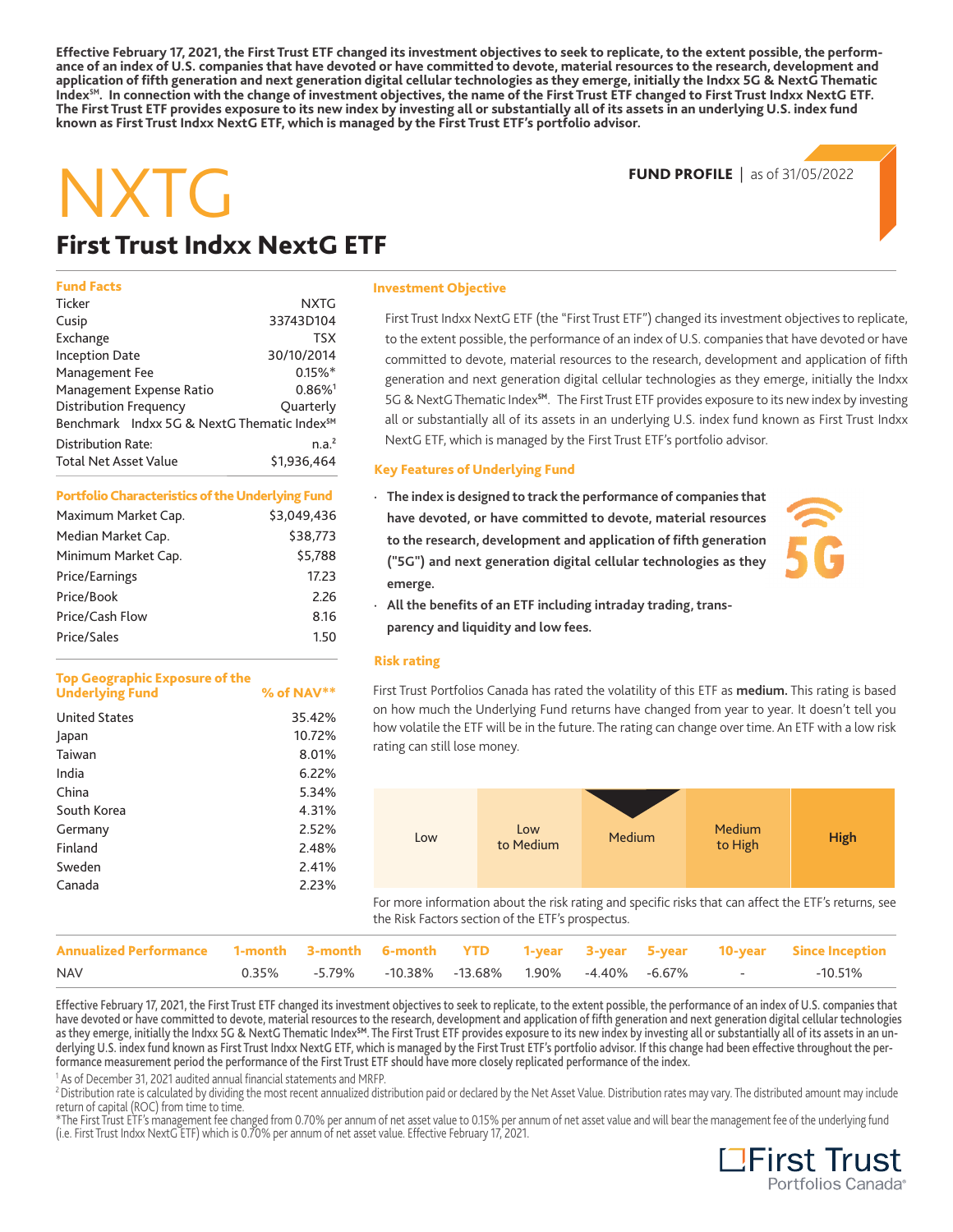**Effective February 17, 2021, the First Trust ETF changed its investment objectives to seek to replicate, to the extent possible, the performance of an index of U.S. companies that have devoted or have committed to devote, material resources to the research, development and application of fifth generation and next generation digital cellular technologies as they emerge, initially the Indxx 5G & NextG Thematic Index℠. In connection with the change of investment objectives, the name of the First Trust ETF changed to First Trust Indxx NextG ETF. The First Trust ETF provides exposure to its new index by investing all or substantially all of its assets in an underlying U.S. index fund known as First Trust Indxx NextG ETF, which is managed by the First Trust ETF's portfolio advisor.**

# NXTG

**FUND PROFILE** | as of 31/05/2022

## First Trust Indxx NextG ETF

### Fund Facts

| | |
|---|---|
| Ticker | NXTG |
| Cusip | 33743D104 |
| Exchange | TSX |
| Inception Date | 30/10/2014 |
| Management Fee | 0.15%* |
| Management Expense Ratio | 0.86%[1] |
| Distribution Frequency | Quarterly |
| Benchmark | Indxx 5G & NextG Thematic Index℠ |
| Distribution Rate: | n.a.[2] |
| Total Net Asset Value | $1,936,464 |

### Portfolio Characteristics of the Underlying Fund

| | |
|---|---|
| Maximum Market Cap. | $3,049,436 |
| Median Market Cap. | $38,773 |
| Minimum Market Cap. | $5,788 |
| Price/Earnings | 17.23 |
| Price/Book | 2.26 |
| Price/Cash Flow | 8.16 |
| Price/Sales | 1.50 |

### Top Geographic Exposure of the Underlying Fund

| | % of NAV** |
|---|---|
| United States | 35.42% |
| Japan | 10.72% |
| Taiwan | 8.01% |
| India | 6.22% |
| China | 5.34% |
| South Korea | 4.31% |
| Germany | 2.52% |
| Finland | 2.48% |
| Sweden | 2.41% |
| Canada | 2.23% |

### Investment Objective

First Trust Indxx NextG ETF (the "First Trust ETF") changed its investment objectives to replicate, to the extent possible, the performance of an index of U.S. companies that have devoted or have committed to devote, material resources to the research, development and application of fifth generation and next generation digital cellular technologies as they emerge, initially the Indxx 5G & NextG Thematic Index℠. The First Trust ETF provides exposure to its new index by investing all or substantially all of its assets in an underlying U.S. index fund known as First Trust Indxx NextG ETF, which is managed by the First Trust ETF's portfolio advisor.

### Key Features of Underlying Fund

- **The index is designed to track the performance of companies that have devoted, or have committed to devote, material resources to the research, development and application of fifth generation ("5G") and next generation digital cellular technologies as they emerge.**
- **All the benefits of an ETF including intraday trading, transparency and liquidity and low fees.**

### Risk rating

First Trust Portfolios Canada has rated the volatility of this ETF as **medium.** This rating is based on how much the Underlying Fund returns have changed from year to year. It doesn't tell you how volatile the ETF will be in the future. The rating can change over time. An ETF with a low risk rating can still lose money.

| Low | Low to Medium | Medium | Medium to High | High |
|---|---|---|---|---|

For more information about the risk rating and specific risks that can affect the ETF's returns, see the Risk Factors section of the ETF's prospectus.

| Annualized Performance | 1-month | 3-month | 6-month | YTD | 1-year | 3-year | 5-year | 10-year | Since Inception |
|---|---|---|---|---|---|---|---|---|---|
| NAV | 0.35% | -5.79% | -10.38% | -13.68% | 1.90% | -4.40% | -6.67% | - | -10.51% |

Effective February 17, 2021, the First Trust ETF changed its investment objectives to seek to replicate, to the extent possible, the performance of an index of U.S. companies that have devoted or have committed to devote, material resources to the research, development and application of fifth generation and next generation digital cellular technologies as they emerge, initially the Indxx 5G & NextG Thematic Index℠. The First Trust ETF provides exposure to its new index by investing all or substantially all of its assets in an underlying U.S. index fund known as First Trust Indxx NextG ETF, which is managed by the First Trust ETF's portfolio advisor. If this change had been effective throughout the performance measurement period the performance of the First Trust ETF should have more closely replicated performance of the index.

[1] As of December 31, 2021 audited annual financial statements and MRFP.

[2] Distribution rate is calculated by dividing the most recent annualized distribution paid or declared by the Net Asset Value. Distribution rates may vary. The distributed amount may include return of capital (ROC) from time to time.

*The First Trust ETF's management fee changed from 0.70% per annum of net asset value to 0.15% per annum of net asset value and will bear the management fee of the underlying fund (i.e. First Trust Indxx NextG ETF) which is 0.70% per annum of net asset value. Effective February 17, 2021.

First Trust Portfolios Canada®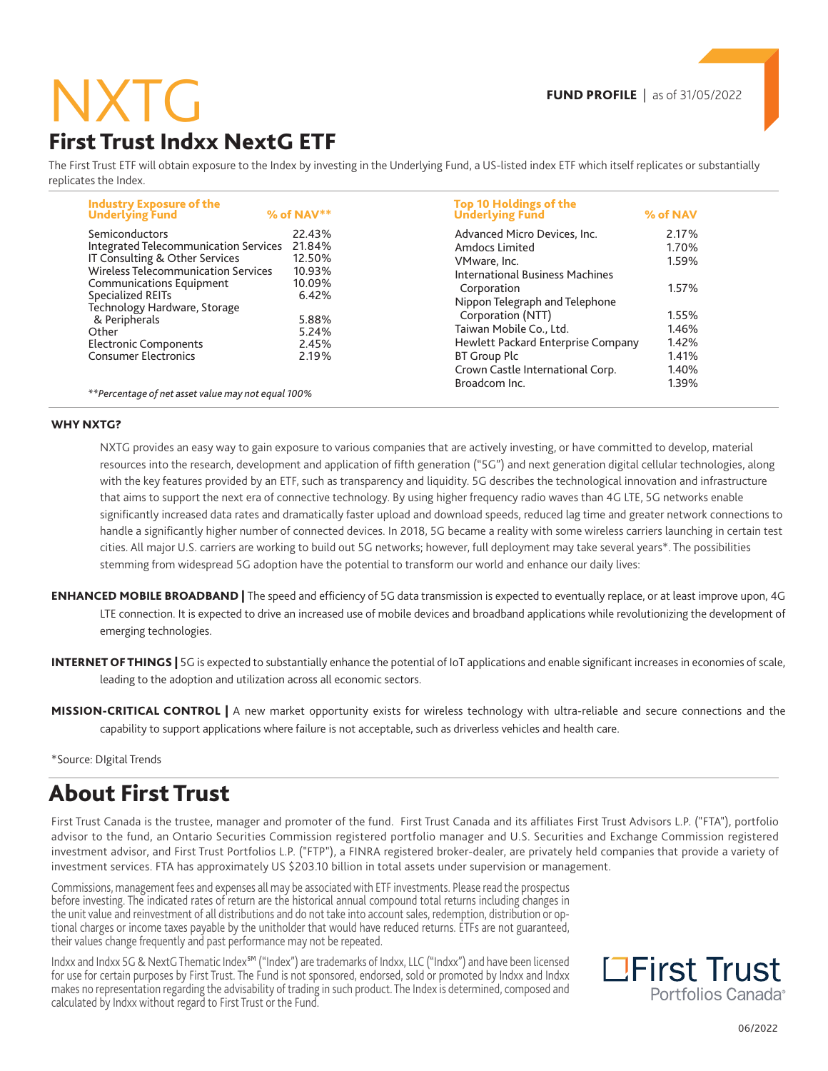# NXTG

**FUND PROFILE** | as of 31/05/2022

## First Trust Indxx NextG ETF

The First Trust ETF will obtain exposure to the Index by investing in the Underlying Fund, a US-listed index ETF which itself replicates or substantially replicates the Index.

| Industry Exposure of the Underlying Fund | % of NAV** |
|---|---|
| Semiconductors | 22.43% |
| Integrated Telecommunication Services | 21.84% |
| IT Consulting & Other Services | 12.50% |
| Wireless Telecommunication Services | 10.93% |
| Communications Equipment | 10.09% |
| Specialized REITs | 6.42% |
| Technology Hardware, Storage & Peripherals | 5.88% |
| Other | 5.24% |
| Electronic Components | 2.45% |
| Consumer Electronics | 2.19% |

*\*\*Percentage of net asset value may not equal 100%*

| Top 10 Holdings of the Underlying Fund | % of NAV |
|---|---|
| Advanced Micro Devices, Inc. | 2.17% |
| Amdocs Limited | 1.70% |
| VMware, Inc. | 1.59% |
| International Business Machines Corporation | 1.57% |
| Nippon Telegraph and Telephone Corporation (NTT) | 1.55% |
| Taiwan Mobile Co., Ltd. | 1.46% |
| Hewlett Packard Enterprise Company | 1.42% |
| BT Group Plc | 1.41% |
| Crown Castle International Corp. | 1.40% |
| Broadcom Inc. | 1.39% |

### WHY NXTG?

NXTG provides an easy way to gain exposure to various companies that are actively investing, or have committed to develop, material resources into the research, development and application of fifth generation ("5G") and next generation digital cellular technologies, along with the key features provided by an ETF, such as transparency and liquidity. 5G describes the technological innovation and infrastructure that aims to support the next era of connective technology. By using higher frequency radio waves than 4G LTE, 5G networks enable significantly increased data rates and dramatically faster upload and download speeds, reduced lag time and greater network connections to handle a significantly higher number of connected devices. In 2018, 5G became a reality with some wireless carriers launching in certain test cities. All major U.S. carriers are working to build out 5G networks; however, full deployment may take several years*. The possibilities stemming from widespread 5G adoption have the potential to transform our world and enhance our daily lives:

**ENHANCED MOBILE BROADBAND |** The speed and efficiency of 5G data transmission is expected to eventually replace, or at least improve upon, 4G LTE connection. It is expected to drive an increased use of mobile devices and broadband applications while revolutionizing the development of emerging technologies.

**INTERNET OF THINGS |** 5G is expected to substantially enhance the potential of IoT applications and enable significant increases in economies of scale, leading to the adoption and utilization across all economic sectors.

**MISSION-CRITICAL CONTROL |** A new market opportunity exists for wireless technology with ultra-reliable and secure connections and the capability to support applications where failure is not acceptable, such as driverless vehicles and health care.

*Source: DIgital Trends

## About First Trust

First Trust Canada is the trustee, manager and promoter of the fund. First Trust Canada and its affiliates First Trust Advisors L.P. ("FTA"), portfolio advisor to the fund, an Ontario Securities Commission registered portfolio manager and U.S. Securities and Exchange Commission registered investment advisor, and First Trust Portfolios L.P. ("FTP"), a FINRA registered broker-dealer, are privately held companies that provide a variety of investment services. FTA has approximately US $203.10 billion in total assets under supervision or management.

Commissions, management fees and expenses all may be associated with ETF investments. Please read the prospectus before investing. The indicated rates of return are the historical annual compound total returns including changes in the unit value and reinvestment of all distributions and do not take into account sales, redemption, distribution or optional charges or income taxes payable by the unitholder that would have reduced returns. ETFs are not guaranteed, their values change frequently and past performance may not be repeated.

Indxx and Indxx 5G & NextG Thematic Index℠ ("Index") are trademarks of Indxx, LLC ("Indxx") and have been licensed for use for certain purposes by First Trust. The Fund is not sponsored, endorsed, sold or promoted by Indxx and Indxx makes no representation regarding the advisability of trading in such product. The Index is determined, composed and calculated by Indxx without regard to First Trust or the Fund.

First Trust Portfolios Canada®

06/2022